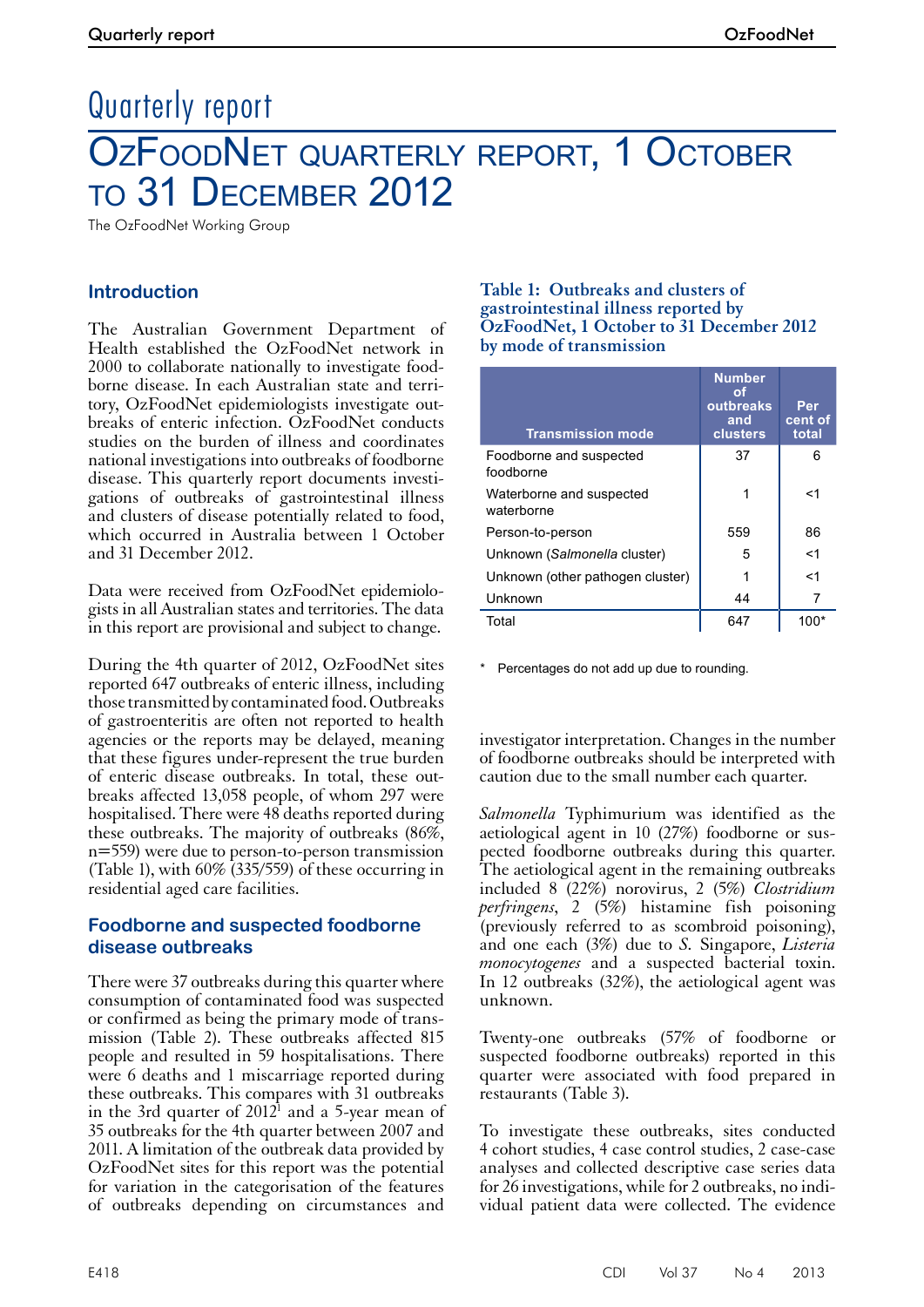# Quarterly report

# OzFoodNet quarterly report, 1 October to 31 December 2012

The OzFoodNet Working Group

## Introduction

The Australian Government Department of Health established the OzFoodNet network in 2000 to collaborate nationally to investigate foodborne disease. In each Australian state and territory, OzFoodNet epidemiologists investigate outbreaks of enteric infection. OzFoodNet conducts studies on the burden of illness and coordinates national investigations into outbreaks of foodborne disease. This quarterly report documents investigations of outbreaks of gastrointestinal illness and clusters of disease potentially related to food, which occurred in Australia between 1 October and 31 December 2012.

Data were received from OzFoodNet epidemiologists in all Australian states and territories. The data in this report are provisional and subject to change.

During the 4th quarter of 2012, OzFoodNet sites reported 647 outbreaks of enteric illness, including those transmitted by contaminated food. Outbreaks of gastroenteritis are often not reported to health agencies or the reports may be delayed, meaning that these figures under-represent the true burden of enteric disease outbreaks. In total, these outbreaks affected 13,058 people, of whom 297 were hospitalised. There were 48 deaths reported during these outbreaks. The majority of outbreaks (86%, n=559) were due to person-to-person transmission (Table 1), with 60% (335/559) of these occurring in residential aged care facilities.

**Table 1: Outbreaks and clusters of gastrointestinal illness reported by OzFoodNet, 1 October to 31 December 2012 by mode of transmission**

| Transmission mode | Number of outbreaks and clusters | Per cent of total |
|---|---|---|
| Foodborne and suspected foodborne | 37 | 6 |
| Waterborne and suspected waterborne | 1 | <1 |
| Person-to-person | 559 | 86 |
| Unknown (*Salmonella* cluster) | 5 | <1 |
| Unknown (other pathogen cluster) | 1 | <1 |
| Unknown | 44 | 7 |
| Total | 647 | 100* |

\* Percentages do not add up due to rounding.

## Foodborne and suspected foodborne disease outbreaks

There were 37 outbreaks during this quarter where consumption of contaminated food was suspected or confirmed as being the primary mode of transmission (Table 2). These outbreaks affected 815 people and resulted in 59 hospitalisations. There were 6 deaths and 1 miscarriage reported during these outbreaks. This compares with 31 outbreaks in the 3rd quarter of 2012[1] and a 5-year mean of 35 outbreaks for the 4th quarter between 2007 and 2011. A limitation of the outbreak data provided by OzFoodNet sites for this report was the potential for variation in the categorisation of the features of outbreaks depending on circumstances and investigator interpretation. Changes in the number of foodborne outbreaks should be interpreted with caution due to the small number each quarter.

*Salmonella* Typhimurium was identified as the aetiological agent in 10 (27%) foodborne or suspected foodborne outbreaks during this quarter. The aetiological agent in the remaining outbreaks included 8 (22%) norovirus, 2 (5%) *Clostridium perfringens*, 2 (5%) histamine fish poisoning (previously referred to as scombroid poisoning), and one each (3%) due to *S.* Singapore, *Listeria monocytogenes* and a suspected bacterial toxin. In 12 outbreaks (32%), the aetiological agent was unknown.

Twenty-one outbreaks (57% of foodborne or suspected foodborne outbreaks) reported in this quarter were associated with food prepared in restaurants (Table 3).

To investigate these outbreaks, sites conducted 4 cohort studies, 4 case control studies, 2 case-case analyses and collected descriptive case series data for 26 investigations, while for 2 outbreaks, no individual patient data were collected. The evidence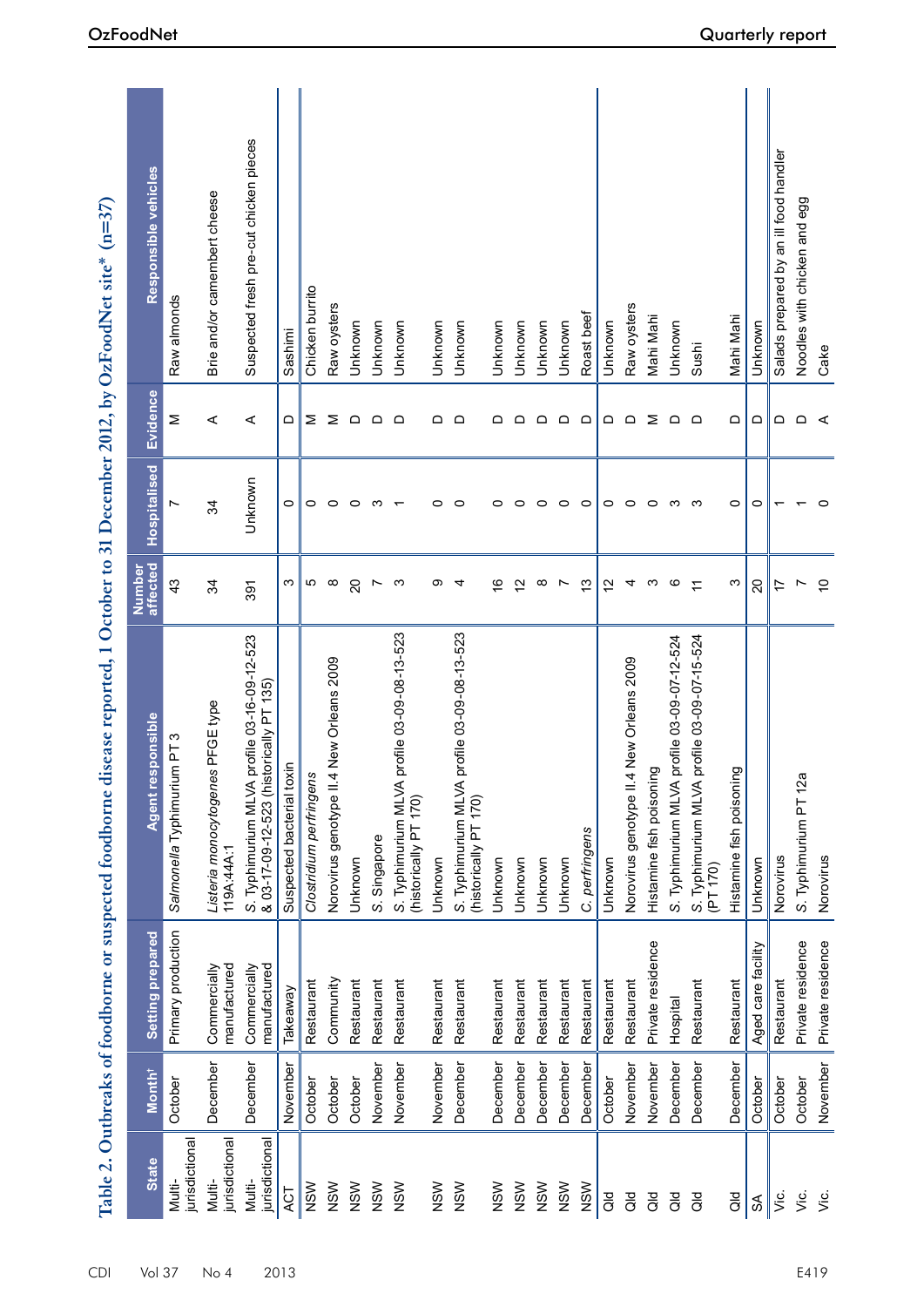## Table 2. Outbreaks of foodborne or suspected foodborne disease reported, 1 October to 31 December 2012, by OzFoodNet site* (n=37)

| State | Month† | Setting prepared | Agent responsible | Number affected | Hospitalised | Evidence | Responsible vehicles |
|---|---|---|---|---|---|---|---|
| Multi-jurisdictional | October | Primary production | *Salmonella* Typhimurium PT 3 | 43 | 7 | M | Raw almonds |
| Multi-jurisdictional | December | Commercially manufactured | *Listeria monocytogenes* PFGE type 119A:44A:1 | 34 | 34 | A | Brie and/or camembert cheese |
| Multi-jurisdictional | December | Commercially manufactured | S. Typhimurium MLVA profile 03-16-09-12-523 & 03-17-09-12-523 (historically PT 135) | 391 | Unknown | A | Suspected fresh pre-cut chicken pieces |
| ACT | November | Takeaway | Suspected bacterial toxin | 3 | 0 | D | Sashimi |
| NSW | October | Restaurant | *Clostridium perfringens* | 5 | 0 | M | Chicken burrito |
| NSW | October | Community | Norovirus genotype II.4 New Orleans 2009 | 8 | 0 | M | Raw oysters |
| NSW | October | Restaurant | Unknown | 20 | 0 | D | Unknown |
| NSW | November | Restaurant | S. Singapore | 7 | 3 | D | Unknown |
| NSW | November | Restaurant | S. Typhimurium MLVA profile 03-09-08-13-523 (historically PT 170) | 3 | 1 | D | Unknown |
| NSW | November | Restaurant | Unknown | 9 | 0 | D | Unknown |
| NSW | December | Restaurant | S. Typhimurium MLVA profile 03-09-08-13-523 (historically PT 170) | 4 | 0 | D | Unknown |
| NSW | December | Restaurant | Unknown | 16 | 0 | D | Unknown |
| NSW | December | Restaurant | Unknown | 12 | 0 | D | Unknown |
| NSW | December | Restaurant | Unknown | 8 | 0 | D | Unknown |
| NSW | December | Restaurant | Unknown | 7 | 0 | D | Unknown |
| NSW | December | Restaurant | *C. perfringens* | 13 | 0 | D | Roast beef |
| Qld | October | Restaurant | Unknown | 12 | 0 | D | Unknown |
| Qld | November | Restaurant | Norovirus genotype II.4 New Orleans 2009 | 4 | 0 | D | Raw oysters |
| Qld | November | Private residence | Histamine fish poisoning | 3 | 0 | M | Mahi Mahi |
| Qld | December | Hospital | S. Typhimurium MLVA profile 03-09-07-12-524 | 6 | 3 | D | Unknown |
| Qld | December | Restaurant | S. Typhimurium MLVA profile 03-09-07-15-524 (PT 170) | 11 | 3 | D | Sushi |
| Qld | December | Restaurant | Histamine fish poisoning | 3 | 0 | D | Mahi Mahi |
| SA | October | Aged care facility | Unknown | 20 | 0 | D | Unknown |
| Vic. | October | Restaurant | Norovirus | 17 | 1 | D | Salads prepared by an ill food handler |
| Vic. | October | Private residence | S. Typhimurium PT 12a | 7 | 1 | D | Noodles with chicken and egg |
| Vic. | November | Private residence | Norovirus | 10 | 0 | A | Cake |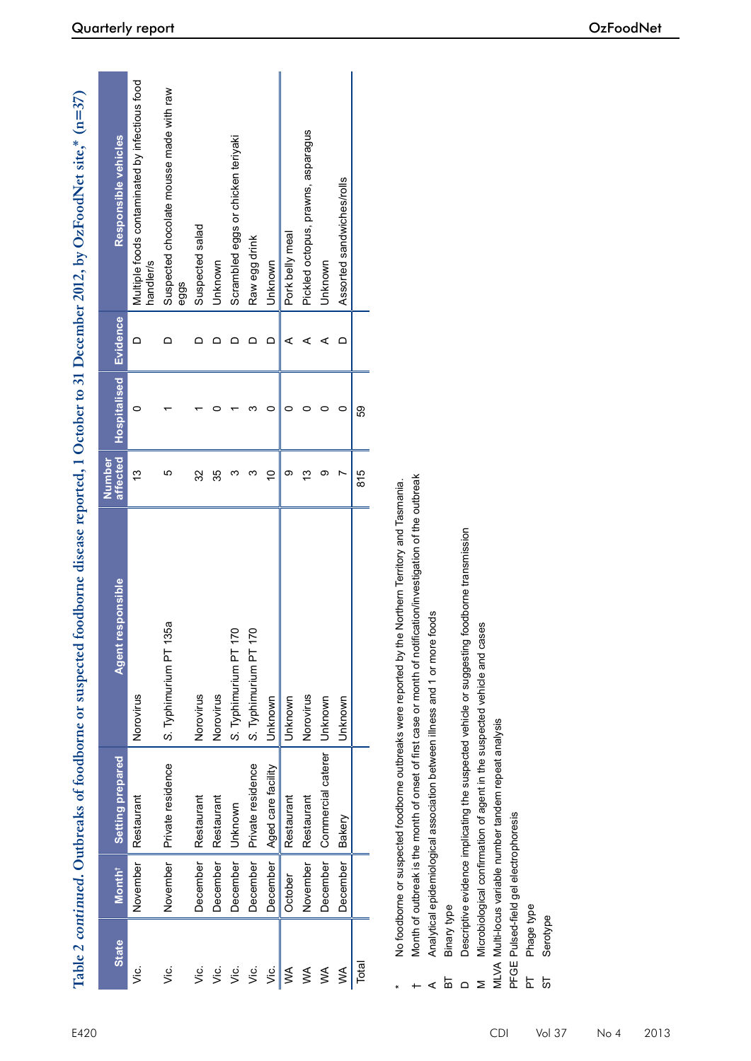Table 2 *continued*. Outbreaks of foodborne or suspected foodborne disease reported, 1 October to 31 December 2012, by OzFoodNet site,* (n=37)

| State | Month† | Setting prepared | Agent responsible | Number affected | Hospitalised | Evidence | Responsible vehicles |
|---|---|---|---|---|---|---|---|
| Vic. | November | Restaurant | Norovirus | 13 | 0 | D | Multiple foods contaminated by infectious food handler/s |
| Vic. | November | Private residence | S. Typhimurium PT 135a | 5 | 1 | D | Suspected chocolate mousse made with raw eggs |
| Vic. | December | Restaurant | Norovirus | 32 | 1 | D | Suspected salad |
| Vic. | December | Restaurant | Norovirus | 35 | 0 | D | Unknown |
| Vic. | December | Unknown | S. Typhimurium PT 170 | 3 | 1 | D | Scrambled eggs or chicken teriyaki |
| Vic. | December | Private residence | S. Typhimurium PT 170 | 3 | 3 | D | Raw egg drink |
| Vic. | December | Aged care facility | Unknown | 10 | 0 | D | Unknown |
| WA | October | Restaurant | Unknown | 9 | 0 | A | Pork belly meal |
| WA | November | Restaurant | Norovirus | 13 | 0 | A | Pickled octopus, prawns, asparagus |
| WA | December | Commercial caterer | Unknown | 9 | 0 | A | Unknown |
| WA | December | Bakery | Unknown | 7 | 0 | D | Assorted sandwiches/rolls |
| Total | | | | 815 | 59 | | |

\* No foodborne or suspected foodborne outbreaks were reported by the Northern Territory and Tasmania.

† Month of outbreak is the month of onset of first case or month of notification/investigation of the outbreak

A Analytical epidemiological association between illness and 1 or more foods

BT Binary type

D Descriptive evidence implicating the suspected vehicle or suggesting foodborne transmission

M Microbiological confirmation of agent in the suspected vehicle and cases

MLVA Multi-locus variable number tandem repeat analysis

PFGE Pulsed-field gel electrophoresis

PT Phage type

ST Serotype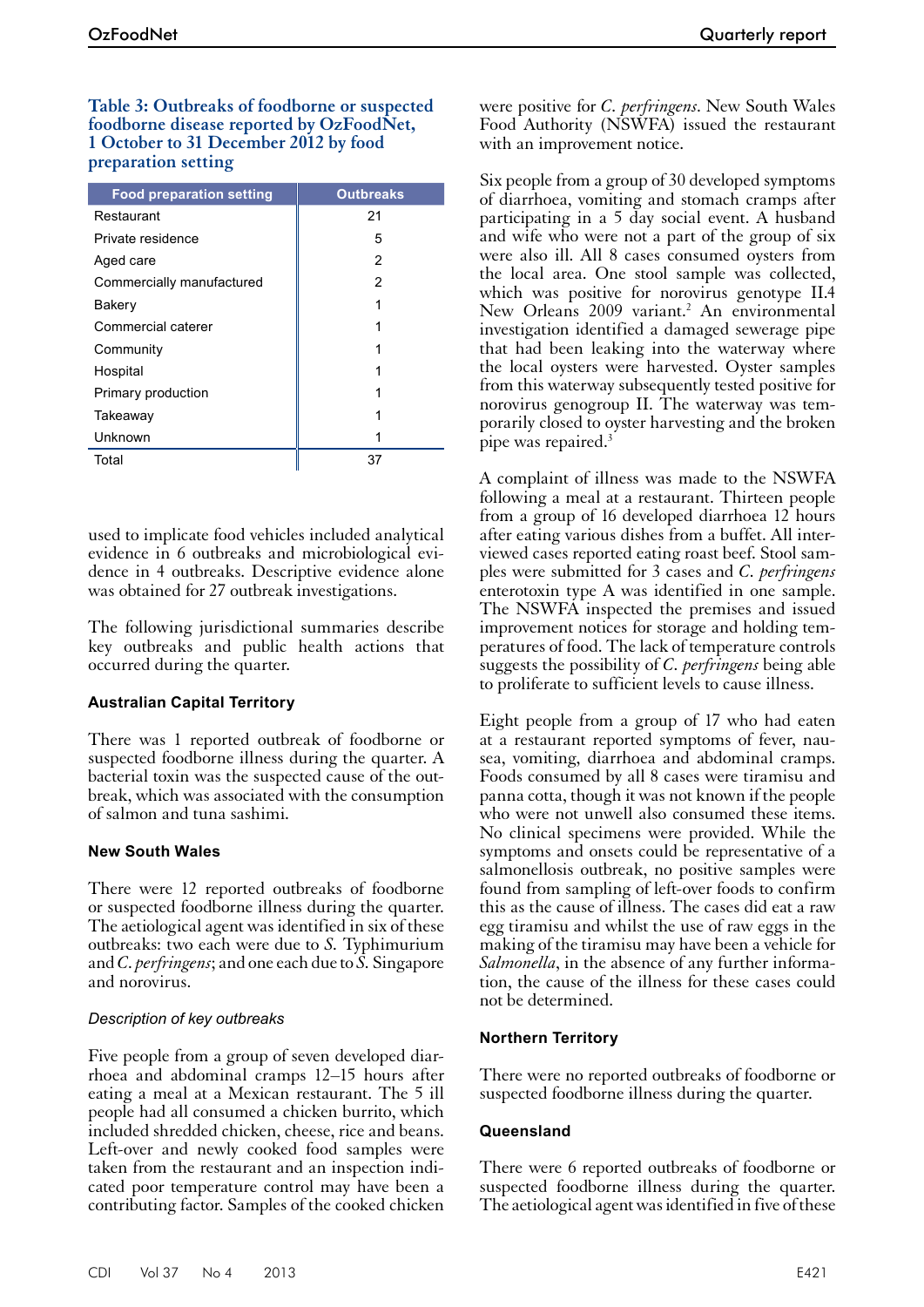**Table 3: Outbreaks of foodborne or suspected foodborne disease reported by OzFoodNet, 1 October to 31 December 2012 by food preparation setting**

| Food preparation setting | Outbreaks |
|---|---|
| Restaurant | 21 |
| Private residence | 5 |
| Aged care | 2 |
| Commercially manufactured | 2 |
| Bakery | 1 |
| Commercial caterer | 1 |
| Community | 1 |
| Hospital | 1 |
| Primary production | 1 |
| Takeaway | 1 |
| Unknown | 1 |
| Total | 37 |

used to implicate food vehicles included analytical evidence in 6 outbreaks and microbiological evidence in 4 outbreaks. Descriptive evidence alone was obtained for 27 outbreak investigations.

The following jurisdictional summaries describe key outbreaks and public health actions that occurred during the quarter.

### Australian Capital Territory

There was 1 reported outbreak of foodborne or suspected foodborne illness during the quarter. A bacterial toxin was the suspected cause of the outbreak, which was associated with the consumption of salmon and tuna sashimi.

### New South Wales

There were 12 reported outbreaks of foodborne or suspected foodborne illness during the quarter. The aetiological agent was identified in six of these outbreaks: two each were due to *S.* Typhimurium and *C. perfringens*; and one each due to *S.* Singapore and norovirus.

#### *Description of key outbreaks*

Five people from a group of seven developed diarrhoea and abdominal cramps 12–15 hours after eating a meal at a Mexican restaurant. The 5 ill people had all consumed a chicken burrito, which included shredded chicken, cheese, rice and beans. Left-over and newly cooked food samples were taken from the restaurant and an inspection indicated poor temperature control may have been a contributing factor. Samples of the cooked chicken were positive for *C. perfringens*. New South Wales Food Authority (NSWFA) issued the restaurant with an improvement notice.

Six people from a group of 30 developed symptoms of diarrhoea, vomiting and stomach cramps after participating in a 5 day social event. A husband and wife who were not a part of the group of six were also ill. All 8 cases consumed oysters from the local area. One stool sample was collected, which was positive for norovirus genotype II.4 New Orleans 2009 variant.[2] An environmental investigation identified a damaged sewerage pipe that had been leaking into the waterway where the local oysters were harvested. Oyster samples from this waterway subsequently tested positive for norovirus genogroup II. The waterway was temporarily closed to oyster harvesting and the broken pipe was repaired.[3]

A complaint of illness was made to the NSWFA following a meal at a restaurant. Thirteen people from a group of 16 developed diarrhoea 12 hours after eating various dishes from a buffet. All interviewed cases reported eating roast beef. Stool samples were submitted for 3 cases and *C. perfringens* enterotoxin type A was identified in one sample. The NSWFA inspected the premises and issued improvement notices for storage and holding temperatures of food. The lack of temperature controls suggests the possibility of *C. perfringens* being able to proliferate to sufficient levels to cause illness.

Eight people from a group of 17 who had eaten at a restaurant reported symptoms of fever, nausea, vomiting, diarrhoea and abdominal cramps. Foods consumed by all 8 cases were tiramisu and panna cotta, though it was not known if the people who were not unwell also consumed these items. No clinical specimens were provided. While the symptoms and onsets could be representative of a salmonellosis outbreak, no positive samples were found from sampling of left-over foods to confirm this as the cause of illness. The cases did eat a raw egg tiramisu and whilst the use of raw eggs in the making of the tiramisu may have been a vehicle for *Salmonella*, in the absence of any further information, the cause of the illness for these cases could not be determined.

### Northern Territory

There were no reported outbreaks of foodborne or suspected foodborne illness during the quarter.

### Queensland

There were 6 reported outbreaks of foodborne or suspected foodborne illness during the quarter. The aetiological agent was identified in five of these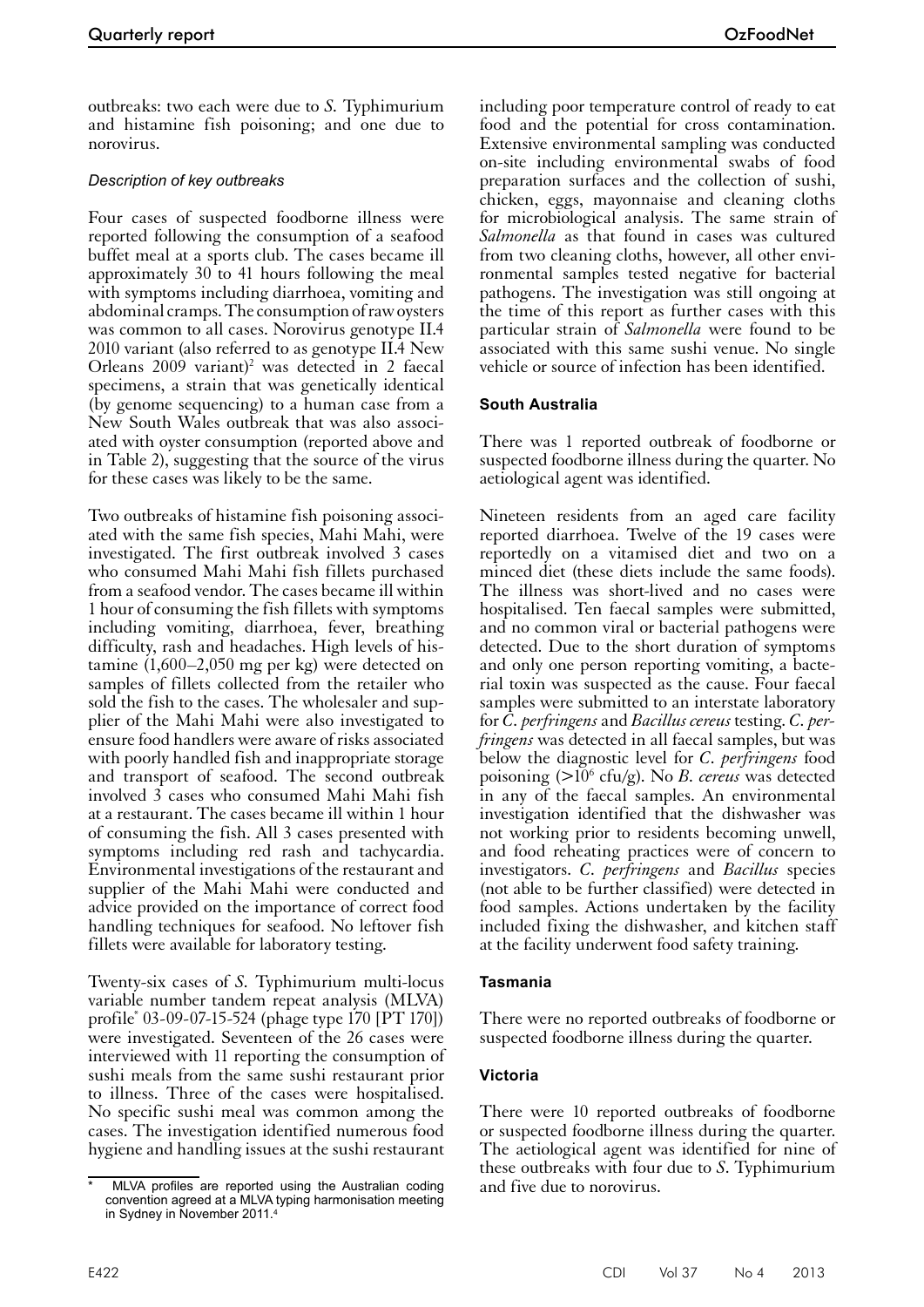outbreaks: two each were due to *S*. Typhimurium and histamine fish poisoning; and one due to norovirus.

*Description of key outbreaks*

Four cases of suspected foodborne illness were reported following the consumption of a seafood buffet meal at a sports club. The cases became ill approximately 30 to 41 hours following the meal with symptoms including diarrhoea, vomiting and abdominal cramps. The consumption of raw oysters was common to all cases. Norovirus genotype II.4 2010 variant (also referred to as genotype II.4 New Orleans 2009 variant)[2] was detected in 2 faecal specimens, a strain that was genetically identical (by genome sequencing) to a human case from a New South Wales outbreak that was also associated with oyster consumption (reported above and in Table 2), suggesting that the source of the virus for these cases was likely to be the same.

Two outbreaks of histamine fish poisoning associated with the same fish species, Mahi Mahi, were investigated. The first outbreak involved 3 cases who consumed Mahi Mahi fish fillets purchased from a seafood vendor. The cases became ill within 1 hour of consuming the fish fillets with symptoms including vomiting, diarrhoea, fever, breathing difficulty, rash and headaches. High levels of histamine (1,600–2,050 mg per kg) were detected on samples of fillets collected from the retailer who sold the fish to the cases. The wholesaler and supplier of the Mahi Mahi were also investigated to ensure food handlers were aware of risks associated with poorly handled fish and inappropriate storage and transport of seafood. The second outbreak involved 3 cases who consumed Mahi Mahi fish at a restaurant. The cases became ill within 1 hour of consuming the fish. All 3 cases presented with symptoms including red rash and tachycardia. Environmental investigations of the restaurant and supplier of the Mahi Mahi were conducted and advice provided on the importance of correct food handling techniques for seafood. No leftover fish fillets were available for laboratory testing.

Twenty-six cases of *S*. Typhimurium multi-locus variable number tandem repeat analysis (MLVA) profile* 03-09-07-15-524 (phage type 170 [PT 170]) were investigated. Seventeen of the 26 cases were interviewed with 11 reporting the consumption of sushi meals from the same sushi restaurant prior to illness. Three of the cases were hospitalised. No specific sushi meal was common among the cases. The investigation identified numerous food hygiene and handling issues at the sushi restaurant including poor temperature control of ready to eat food and the potential for cross contamination. Extensive environmental sampling was conducted on-site including environmental swabs of food preparation surfaces and the collection of sushi, chicken, eggs, mayonnaise and cleaning cloths for microbiological analysis. The same strain of *Salmonella* as that found in cases was cultured from two cleaning cloths, however, all other environmental samples tested negative for bacterial pathogens. The investigation was still ongoing at the time of this report as further cases with this particular strain of *Salmonella* were found to be associated with this same sushi venue. No single vehicle or source of infection has been identified.

\* MLVA profiles are reported using the Australian coding convention agreed at a MLVA typing harmonisation meeting in Sydney in November 2011.[4]

**South Australia**

There was 1 reported outbreak of foodborne or suspected foodborne illness during the quarter. No aetiological agent was identified.

Nineteen residents from an aged care facility reported diarrhoea. Twelve of the 19 cases were reportedly on a vitamised diet and two on a minced diet (these diets include the same foods). The illness was short-lived and no cases were hospitalised. Ten faecal samples were submitted, and no common viral or bacterial pathogens were detected. Due to the short duration of symptoms and only one person reporting vomiting, a bacterial toxin was suspected as the cause. Four faecal samples were submitted to an interstate laboratory for *C. perfringens* and *Bacillus cereus* testing. *C. perfringens* was detected in all faecal samples, but was below the diagnostic level for *C. perfringens* food poisoning (>$10^6$ cfu/g). No *B. cereus* was detected in any of the faecal samples. An environmental investigation identified that the dishwasher was not working prior to residents becoming unwell, and food reheating practices were of concern to investigators. *C. perfringens* and *Bacillus* species (not able to be further classified) were detected in food samples. Actions undertaken by the facility included fixing the dishwasher, and kitchen staff at the facility underwent food safety training.

**Tasmania**

There were no reported outbreaks of foodborne or suspected foodborne illness during the quarter.

**Victoria**

There were 10 reported outbreaks of foodborne or suspected foodborne illness during the quarter. The aetiological agent was identified for nine of these outbreaks with four due to *S*. Typhimurium and five due to norovirus.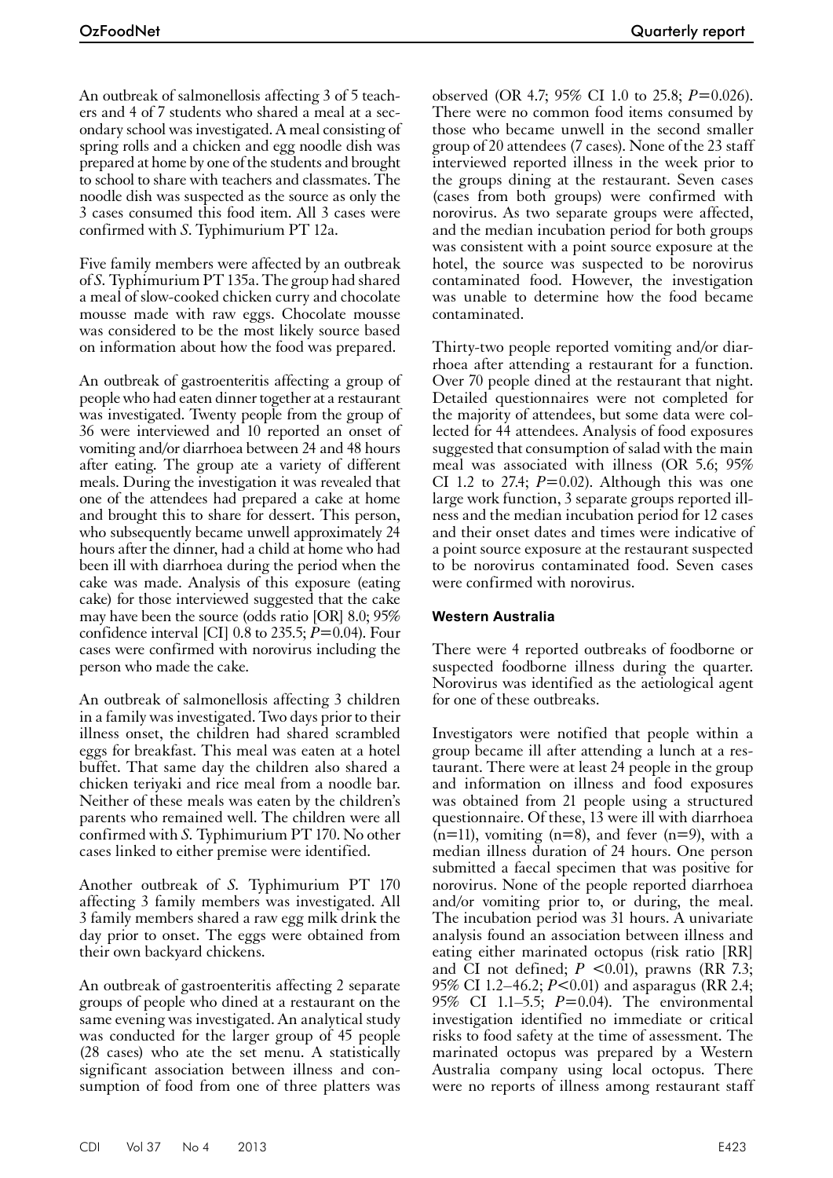An outbreak of salmonellosis affecting 3 of 5 teachers and 4 of 7 students who shared a meal at a secondary school was investigated. A meal consisting of spring rolls and a chicken and egg noodle dish was prepared at home by one of the students and brought to school to share with teachers and classmates. The noodle dish was suspected as the source as only the 3 cases consumed this food item. All 3 cases were confirmed with *S*. Typhimurium PT 12a.

Five family members were affected by an outbreak of *S*. Typhimurium PT 135a. The group had shared a meal of slow-cooked chicken curry and chocolate mousse made with raw eggs. Chocolate mousse was considered to be the most likely source based on information about how the food was prepared.

An outbreak of gastroenteritis affecting a group of people who had eaten dinner together at a restaurant was investigated. Twenty people from the group of 36 were interviewed and 10 reported an onset of vomiting and/or diarrhoea between 24 and 48 hours after eating. The group ate a variety of different meals. During the investigation it was revealed that one of the attendees had prepared a cake at home and brought this to share for dessert. This person, who subsequently became unwell approximately 24 hours after the dinner, had a child at home who had been ill with diarrhoea during the period when the cake was made. Analysis of this exposure (eating cake) for those interviewed suggested that the cake may have been the source (odds ratio [OR] 8.0; 95% confidence interval [CI] 0.8 to 235.5; $P=0.04$). Four cases were confirmed with norovirus including the person who made the cake.

An outbreak of salmonellosis affecting 3 children in a family was investigated. Two days prior to their illness onset, the children had shared scrambled eggs for breakfast. This meal was eaten at a hotel buffet. That same day the children also shared a chicken teriyaki and rice meal from a noodle bar. Neither of these meals was eaten by the children's parents who remained well. The children were all confirmed with *S*. Typhimurium PT 170. No other cases linked to either premise were identified.

Another outbreak of *S*. Typhimurium PT 170 affecting 3 family members was investigated. All 3 family members shared a raw egg milk drink the day prior to onset. The eggs were obtained from their own backyard chickens.

An outbreak of gastroenteritis affecting 2 separate groups of people who dined at a restaurant on the same evening was investigated. An analytical study was conducted for the larger group of 45 people (28 cases) who ate the set menu. A statistically significant association between illness and consumption of food from one of three platters was observed (OR 4.7; 95% CI 1.0 to 25.8; $P=0.026$). There were no common food items consumed by those who became unwell in the second smaller group of 20 attendees (7 cases). None of the 23 staff interviewed reported illness in the week prior to the groups dining at the restaurant. Seven cases (cases from both groups) were confirmed with norovirus. As two separate groups were affected, and the median incubation period for both groups was consistent with a point source exposure at the hotel, the source was suspected to be norovirus contaminated food. However, the investigation was unable to determine how the food became contaminated.

Thirty-two people reported vomiting and/or diarrhoea after attending a restaurant for a function. Over 70 people dined at the restaurant that night. Detailed questionnaires were not completed for the majority of attendees, but some data were collected for 44 attendees. Analysis of food exposures suggested that consumption of salad with the main meal was associated with illness (OR 5.6; 95% CI 1.2 to 27.4; $P=0.02$). Although this was one large work function, 3 separate groups reported illness and the median incubation period for 12 cases and their onset dates and times were indicative of a point source exposure at the restaurant suspected to be norovirus contaminated food. Seven cases were confirmed with norovirus.

#### Western Australia

There were 4 reported outbreaks of foodborne or suspected foodborne illness during the quarter. Norovirus was identified as the aetiological agent for one of these outbreaks.

Investigators were notified that people within a group became ill after attending a lunch at a restaurant. There were at least 24 people in the group and information on illness and food exposures was obtained from 21 people using a structured questionnaire. Of these, 13 were ill with diarrhoea (n=11), vomiting (n=8), and fever (n=9), with a median illness duration of 24 hours. One person submitted a faecal specimen that was positive for norovirus. None of the people reported diarrhoea and/or vomiting prior to, or during, the meal. The incubation period was 31 hours. A univariate analysis found an association between illness and eating either marinated octopus (risk ratio [RR] and CI not defined; $P<0.01$), prawns (RR 7.3; 95% CI 1.2–46.2; $P<0.01$) and asparagus (RR 2.4; 95% CI 1.1–5.5; $P=0.04$). The environmental investigation identified no immediate or critical risks to food safety at the time of assessment. The marinated octopus was prepared by a Western Australia company using local octopus. There were no reports of illness among restaurant staff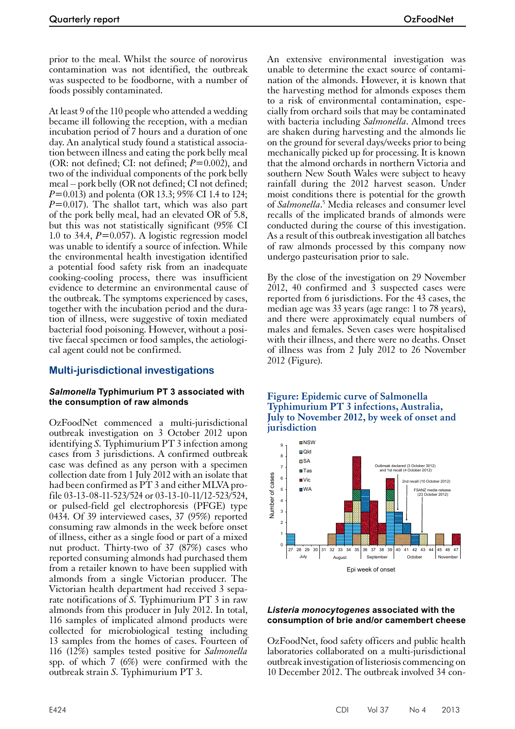prior to the meal. Whilst the source of norovirus contamination was not identified, the outbreak was suspected to be foodborne, with a number of foods possibly contaminated.

At least 9 of the 110 people who attended a wedding became ill following the reception, with a median incubation period of 7 hours and a duration of one day. An analytical study found a statistical association between illness and eating the pork belly meal (OR: not defined; CI: not defined; $P=0.002$), and two of the individual components of the pork belly meal – pork belly (OR not defined; CI not defined; $P=0.013$) and polenta (OR 13.3; 95% CI 1.4 to 124; $P=0.017$). The shallot tart, which was also part of the pork belly meal, had an elevated OR of 5.8, but this was not statistically significant (95% CI 1.0 to 34.4, $P=0.057$). A logistic regression model was unable to identify a source of infection. While the environmental health investigation identified a potential food safety risk from an inadequate cooking-cooling process, there was insufficient evidence to determine an environmental cause of the outbreak. The symptoms experienced by cases, together with the incubation period and the duration of illness, were suggestive of toxin mediated bacterial food poisoning. However, without a positive faecal specimen or food samples, the aetiological agent could not be confirmed.

## Multi-jurisdictional investigations

### *Salmonella* Typhimurium PT 3 associated with the consumption of raw almonds

OzFoodNet commenced a multi-jurisdictional outbreak investigation on 3 October 2012 upon identifying *S.* Typhimurium PT 3 infection among cases from 3 jurisdictions. A confirmed outbreak case was defined as any person with a specimen collection date from 1 July 2012 with an isolate that had been confirmed as PT 3 and either MLVA profile 03-13-08-11-523/524 or 03-13-10-11/12-523/524, or pulsed-field gel electrophoresis (PFGE) type 0434. Of 39 interviewed cases, 37 (95%) reported consuming raw almonds in the week before onset of illness, either as a single food or part of a mixed nut product. Thirty-two of 37 (87%) cases who reported consuming almonds had purchased them from a retailer known to have been supplied with almonds from a single Victorian producer. The Victorian health department had received 3 separate notifications of *S.* Typhimurium PT 3 in raw almonds from this producer in July 2012. In total, 116 samples of implicated almond products were collected for microbiological testing including 13 samples from the homes of cases. Fourteen of 116 (12%) samples tested positive for *Salmonella* spp. of which 7 (6%) were confirmed with the outbreak strain *S.* Typhimurium PT 3.

An extensive environmental investigation was unable to determine the exact source of contamination of the almonds. However, it is known that the harvesting method for almonds exposes them to a risk of environmental contamination, especially from orchard soils that may be contaminated with bacteria including *Salmonella*. Almond trees are shaken during harvesting and the almonds lie on the ground for several days/weeks prior to being mechanically picked up for processing. It is known that the almond orchards in northern Victoria and southern New South Wales were subject to heavy rainfall during the 2012 harvest season. Under moist conditions there is potential for the growth of *Salmonella*.[5] Media releases and consumer level recalls of the implicated brands of almonds were conducted during the course of this investigation. As a result of this outbreak investigation all batches of raw almonds processed by this company now undergo pasteurisation prior to sale.

By the close of the investigation on 29 November 2012, 40 confirmed and 3 suspected cases were reported from 6 jurisdictions. For the 43 cases, the median age was 33 years (age range: 1 to 78 years), and there were approximately equal numbers of males and females. Seven cases were hospitalised with their illness, and there were no deaths. Onset of illness was from 2 July 2012 to 26 November 2012 (Figure).

**Figure: Epidemic curve of Salmonella Typhimurium PT 3 infections, Australia, July to November 2012, by week of onset and jurisdiction**

### *Listeria monocytogenes* associated with the consumption of brie and/or camembert cheese

OzFoodNet, food safety officers and public health laboratories collaborated on a multi-jurisdictional outbreak investigation of listeriosis commencing on 10 December 2012. The outbreak involved 34 con-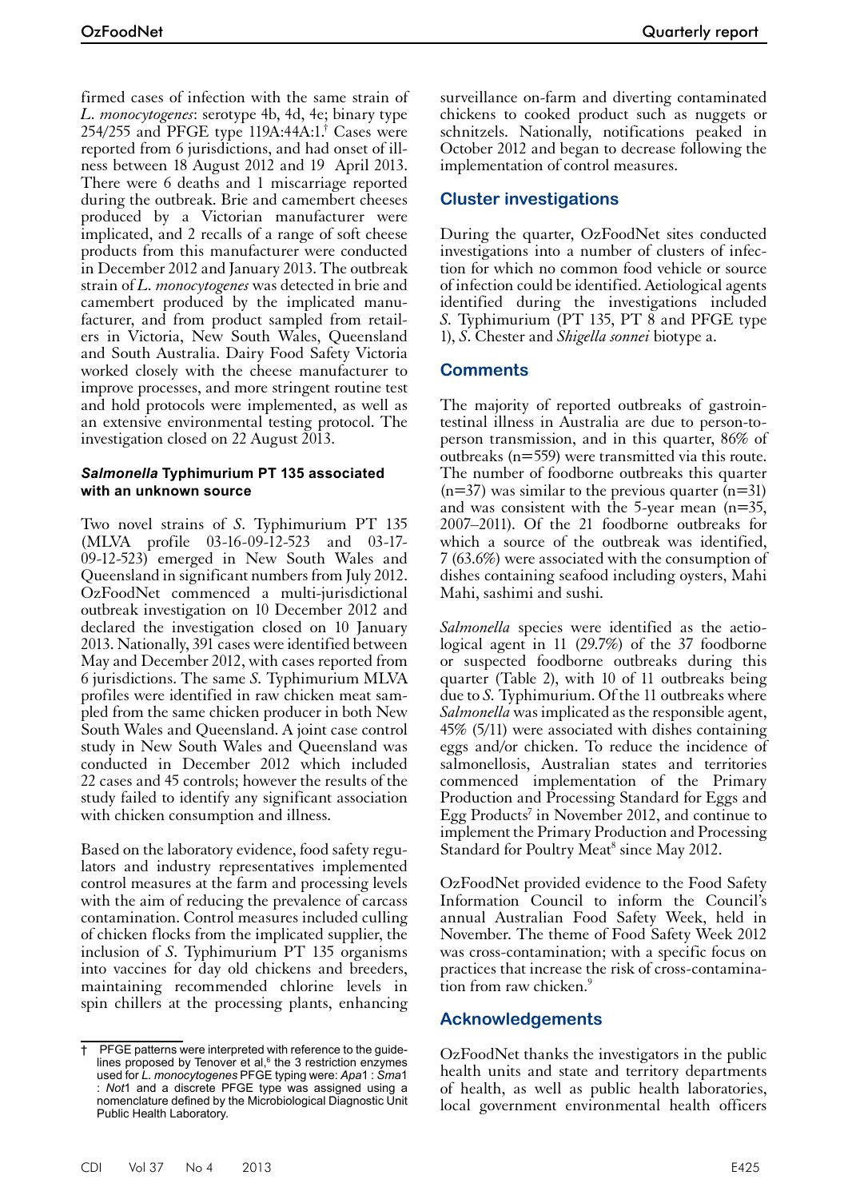firmed cases of infection with the same strain of *L. monocytogenes*: serotype 4b, 4d, 4e; binary type 254/255 and PFGE type 119A:44A:1.[†] Cases were reported from 6 jurisdictions, and had onset of illness between 18 August 2012 and 19 April 2013. There were 6 deaths and 1 miscarriage reported during the outbreak. Brie and camembert cheeses produced by a Victorian manufacturer were implicated, and 2 recalls of a range of soft cheese products from this manufacturer were conducted in December 2012 and January 2013. The outbreak strain of *L. monocytogenes* was detected in brie and camembert produced by the implicated manufacturer, and from product sampled from retailers in Victoria, New South Wales, Queensland and South Australia. Dairy Food Safety Victoria worked closely with the cheese manufacturer to improve processes, and more stringent routine test and hold protocols were implemented, as well as an extensive environmental testing protocol. The investigation closed on 22 August 2013.

#### *Salmonella* Typhimurium PT 135 associated with an unknown source

Two novel strains of *S.* Typhimurium PT 135 (MLVA profile 03-16-09-12-523 and 03-17-09-12-523) emerged in New South Wales and Queensland in significant numbers from July 2012. OzFoodNet commenced a multi-jurisdictional outbreak investigation on 10 December 2012 and declared the investigation closed on 10 January 2013. Nationally, 391 cases were identified between May and December 2012, with cases reported from 6 jurisdictions. The same *S.* Typhimurium MLVA profiles were identified in raw chicken meat sampled from the same chicken producer in both New South Wales and Queensland. A joint case control study in New South Wales and Queensland was conducted in December 2012 which included 22 cases and 45 controls; however the results of the study failed to identify any significant association with chicken consumption and illness.

Based on the laboratory evidence, food safety regulators and industry representatives implemented control measures at the farm and processing levels with the aim of reducing the prevalence of carcass contamination. Control measures included culling of chicken flocks from the implicated supplier, the inclusion of *S.* Typhimurium PT 135 organisms into vaccines for day old chickens and breeders, maintaining recommended chlorine levels in spin chillers at the processing plants, enhancing surveillance on-farm and diverting contaminated chickens to cooked product such as nuggets or schnitzels. Nationally, notifications peaked in October 2012 and began to decrease following the implementation of control measures.

### Cluster investigations

During the quarter, OzFoodNet sites conducted investigations into a number of clusters of infection for which no common food vehicle or source of infection could be identified. Aetiological agents identified during the investigations included *S.* Typhimurium (PT 135, PT 8 and PFGE type 1), *S.* Chester and *Shigella sonnei* biotype a.

### Comments

The majority of reported outbreaks of gastrointestinal illness in Australia are due to person-to-person transmission, and in this quarter, 86% of outbreaks (n=559) were transmitted via this route. The number of foodborne outbreaks this quarter (n=37) was similar to the previous quarter (n=31) and was consistent with the 5-year mean (n=35, 2007–2011). Of the 21 foodborne outbreaks for which a source of the outbreak was identified, 7 (63.6%) were associated with the consumption of dishes containing seafood including oysters, Mahi Mahi, sashimi and sushi.

*Salmonella* species were identified as the aetiological agent in 11 (29.7%) of the 37 foodborne or suspected foodborne outbreaks during this quarter (Table 2), with 10 of 11 outbreaks being due to *S.* Typhimurium. Of the 11 outbreaks where *Salmonella* was implicated as the responsible agent, 45% (5/11) were associated with dishes containing eggs and/or chicken. To reduce the incidence of salmonellosis, Australian states and territories commenced implementation of the Primary Production and Processing Standard for Eggs and Egg Products[7] in November 2012, and continue to implement the Primary Production and Processing Standard for Poultry Meat[8] since May 2012.

OzFoodNet provided evidence to the Food Safety Information Council to inform the Council's annual Australian Food Safety Week, held in November. The theme of Food Safety Week 2012 was cross-contamination; with a specific focus on practices that increase the risk of cross-contamination from raw chicken.[9]

### Acknowledgements

OzFoodNet thanks the investigators in the public health units and state and territory departments of health, as well as public health laboratories, local government environmental health officers

† PFGE patterns were interpreted with reference to the guidelines proposed by Tenover et al,[6] the 3 restriction enzymes used for *L. monocytogenes* PFGE typing were: *Apa*1 : *Sma*1 : *Not*1 and a discrete PFGE type was assigned using a nomenclature defined by the Microbiological Diagnostic Unit Public Health Laboratory.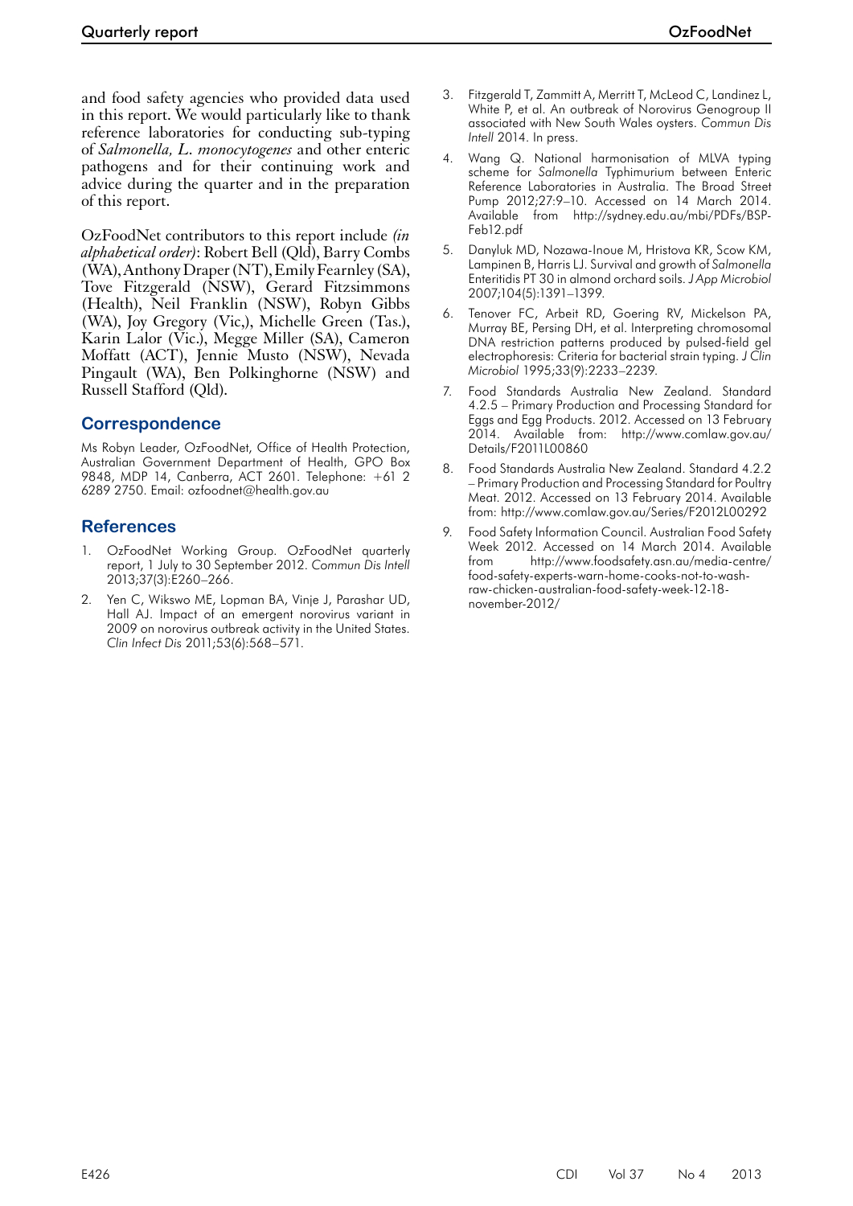and food safety agencies who provided data used in this report. We would particularly like to thank reference laboratories for conducting sub-typing of *Salmonella*, *L. monocytogenes* and other enteric pathogens and for their continuing work and advice during the quarter and in the preparation of this report.

OzFoodNet contributors to this report include *(in alphabetical order)*: Robert Bell (Qld), Barry Combs (WA), Anthony Draper (NT), Emily Fearnley (SA), Tove Fitzgerald (NSW), Gerard Fitzsimmons (Health), Neil Franklin (NSW), Robyn Gibbs (WA), Joy Gregory (Vic,), Michelle Green (Tas.), Karin Lalor (Vic.), Megge Miller (SA), Cameron Moffatt (ACT), Jennie Musto (NSW), Nevada Pingault (WA), Ben Polkinghorne (NSW) and Russell Stafford (Qld).

## Correspondence

Ms Robyn Leader, OzFoodNet, Office of Health Protection, Australian Government Department of Health, GPO Box 9848, MDP 14, Canberra, ACT 2601. Telephone: +61 2 6289 2750. Email: ozfoodnet@health.gov.au

## References

1. OzFoodNet Working Group. OzFoodNet quarterly report, 1 July to 30 September 2012. *Commun Dis Intell* 2013;37(3):E260–266.
2. Yen C, Wikswo ME, Lopman BA, Vinje J, Parashar UD, Hall AJ. Impact of an emergent norovirus variant in 2009 on norovirus outbreak activity in the United States. *Clin Infect Dis* 2011;53(6):568–571.
3. Fitzgerald T, Zammitt A, Merritt T, McLeod C, Landinez L, White P, et al. An outbreak of Norovirus Genogroup II associated with New South Wales oysters. *Commun Dis Intell* 2014. In press.
4. Wang Q. National harmonisation of MLVA typing scheme for *Salmonella* Typhimurium between Enteric Reference Laboratories in Australia. The Broad Street Pump 2012;27:9–10. Accessed on 14 March 2014. Available from http://sydney.edu.au/mbi/PDFs/BSP-Feb12.pdf
5. Danyluk MD, Nozawa-Inoue M, Hristova KR, Scow KM, Lampinen B, Harris LJ. Survival and growth of *Salmonella* Enteritidis PT 30 in almond orchard soils. *J App Microbiol* 2007;104(5):1391–1399.
6. Tenover FC, Arbeit RD, Goering RV, Mickelson PA, Murray BE, Persing DH, et al. Interpreting chromosomal DNA restriction patterns produced by pulsed-field gel electrophoresis: Criteria for bacterial strain typing. *J Clin Microbiol* 1995;33(9):2233–2239.
7. Food Standards Australia New Zealand. Standard 4.2.5 – Primary Production and Processing Standard for Eggs and Egg Products. 2012. Accessed on 13 February 2014. Available from: http://www.comlaw.gov.au/Details/F2011L00860
8. Food Standards Australia New Zealand. Standard 4.2.2 – Primary Production and Processing Standard for Poultry Meat. 2012. Accessed on 13 February 2014. Available from: http://www.comlaw.gov.au/Series/F2012L00292
9. Food Safety Information Council. Australian Food Safety Week 2012. Accessed on 14 March 2014. Available from http://www.foodsafety.asn.au/media-centre/food-safety-experts-warn-home-cooks-not-to-wash-raw-chicken-australian-food-safety-week-12-18-november-2012/